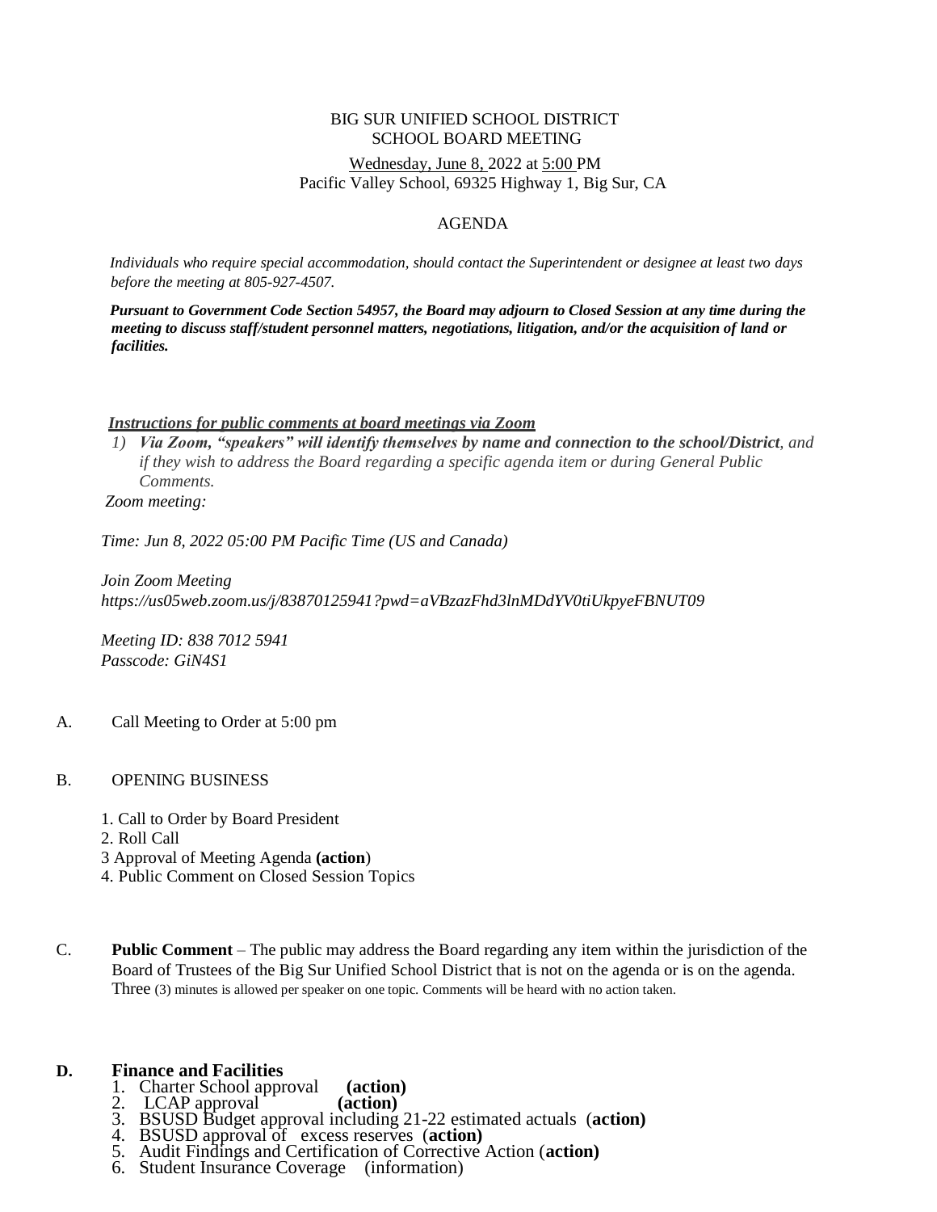BIG SUR UNIFIED SCHOOL DISTRICT
SCHOOL BOARD MEETING

Wednesday, June 8, 2022 at 5:00 PM
Pacific Valley School, 69325 Highway 1, Big Sur, CA

AGENDA

*Individuals who require special accommodation, should contact the Superintendent or designee at least two days before the meeting at 805-927-4507.*

***Pursuant to Government Code Section 54957, the Board may adjourn to Closed Session at any time during the meeting to discuss staff/student personnel matters, negotiations, litigation, and/or the acquisition of land or facilities.***

***Instructions for public comments at board meetings via Zoom***

1) ***Via Zoom, "speakers" will identify themselves by name and connection to the school/District****, and if they wish to address the Board regarding a specific agenda item or during General Public Comments.*

*Zoom meeting:*

*Time: Jun 8, 2022 05:00 PM Pacific Time (US and Canada)*

*Join Zoom Meeting*
*https://us05web.zoom.us/j/83870125941?pwd=aVBzazFhd3lnMDdYV0tiUkpyeFBNUT09*

*Meeting ID: 838 7012 5941*
*Passcode: GiN4S1*

A. Call Meeting to Order at 5:00 pm

B. OPENING BUSINESS

1. Call to Order by Board President
2. Roll Call
3 Approval of Meeting Agenda **(action**)
4. Public Comment on Closed Session Topics

C. **Public Comment** – The public may address the Board regarding any item within the jurisdiction of the Board of Trustees of the Big Sur Unified School District that is not on the agenda or is on the agenda. Three (3) minutes is allowed per speaker on one topic. Comments will be heard with no action taken.

**D. Finance and Facilities**

1. Charter School approval **(action)**
2. LCAP approval **(action)**
3. BSUSD Budget approval including 21-22 estimated actuals (**action)**
4. BSUSD approval of excess reserves (**action)**
5. Audit Findings and Certification of Corrective Action (**action)**
6. Student Insurance Coverage (information)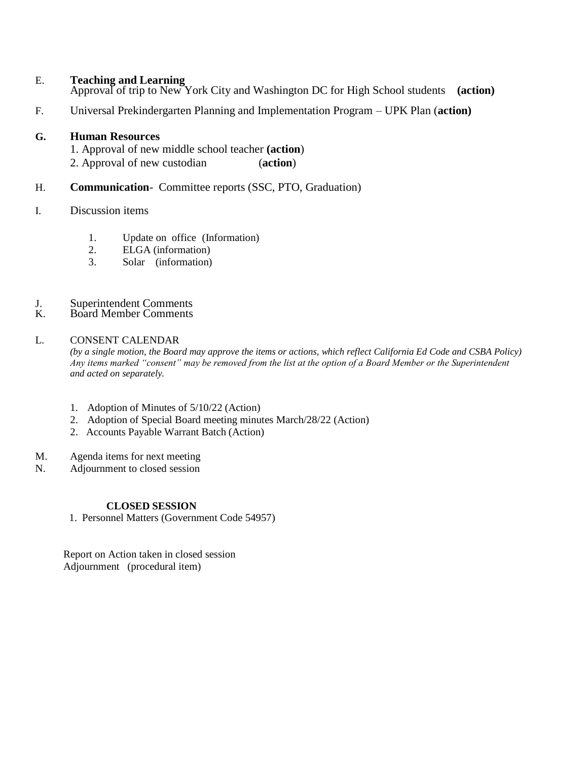E. **Teaching and Learning**
Approval of trip to New York City and Washington DC for High School students **(action)**

F. Universal Prekindergarten Planning and Implementation Program – UPK Plan (**action)**

**G. Human Resources**

1. Approval of new middle school teacher **(action**)
2. Approval of new custodian (**action**)

H. **Communication**- Committee reports (SSC, PTO, Graduation)

I. Discussion items

1. Update on office (Information)
2. ELGA (information)
3. Solar (information)

J. Superintendent Comments

K. Board Member Comments

L. CONSENT CALENDAR

*(by a single motion, the Board may approve the items or actions, which reflect California Ed Code and CSBA Policy) Any items marked "consent" may be removed from the list at the option of a Board Member or the Superintendent and acted on separately.*

1. Adoption of Minutes of 5/10/22 (Action)
2. Adoption of Special Board meeting minutes March/28/22 (Action)
2. Accounts Payable Warrant Batch (Action)

M. Agenda items for next meeting

N. Adjournment to closed session

**CLOSED SESSION**

1. Personnel Matters (Government Code 54957)

Report on Action taken in closed session

Adjournment (procedural item)